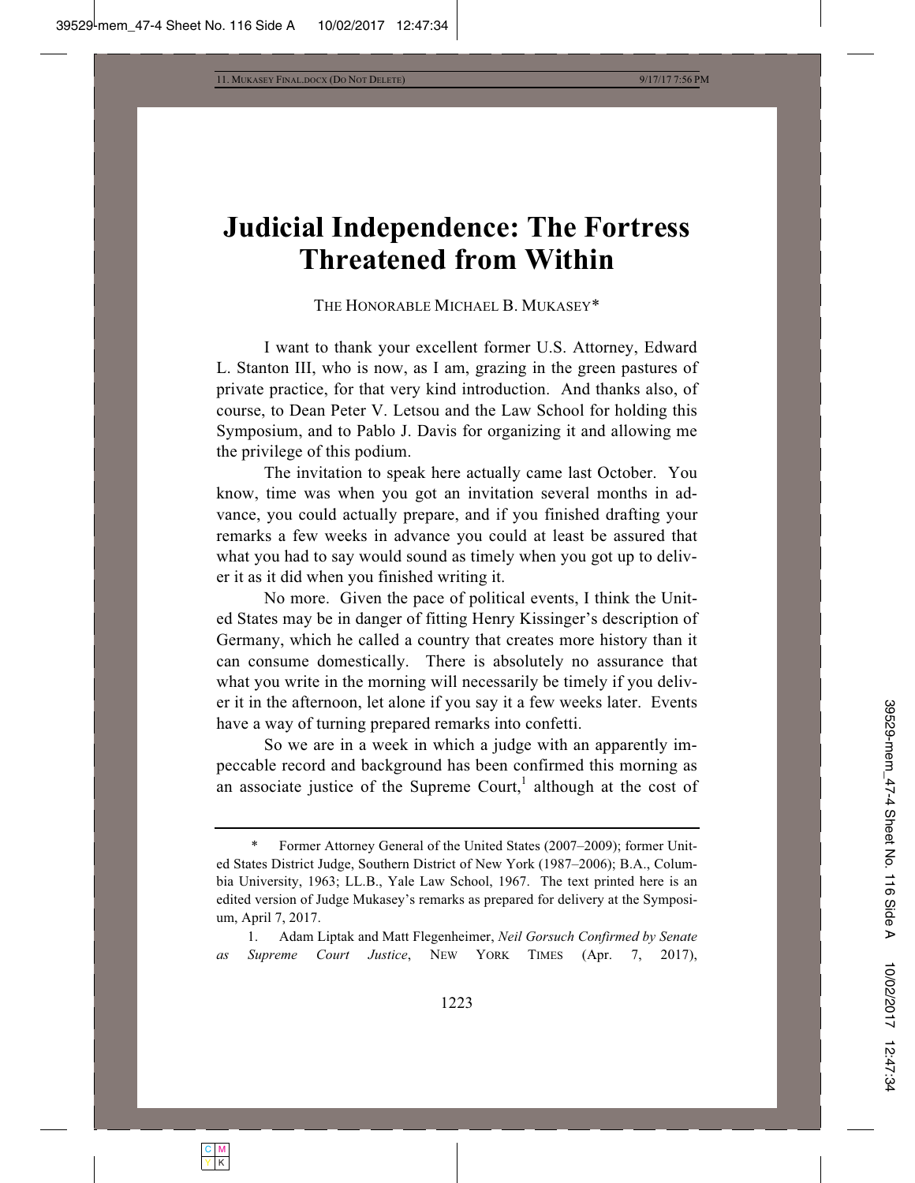# Judicial Independence: The Fortress Threatened from Within

THE HONORABLE MICHAEL B. MUKASEY*

I want to thank your excellent former U.S. Attorney, Edward L. Stanton III, who is now, as I am, grazing in the green pastures of private practice, for that very kind introduction. And thanks also, of course, to Dean Peter V. Letsou and the Law School for holding this Symposium, and to Pablo J. Davis for organizing it and allowing me the privilege of this podium.

The invitation to speak here actually came last October. You know, time was when you got an invitation several months in advance, you could actually prepare, and if you finished drafting your remarks a few weeks in advance you could at least be assured that what you had to say would sound as timely when you got up to deliver it as it did when you finished writing it.

No more. Given the pace of political events, I think the United States may be in danger of fitting Henry Kissinger's description of Germany, which he called a country that creates more history than it can consume domestically. There is absolutely no assurance that what you write in the morning will necessarily be timely if you deliver it in the afternoon, let alone if you say it a few weeks later. Events have a way of turning prepared remarks into confetti.

So we are in a week in which a judge with an apparently impeccable record and background has been confirmed this morning as an associate justice of the Supreme Court,[1] although at the cost of

---

\* Former Attorney General of the United States (2007–2009); former United States District Judge, Southern District of New York (1987–2006); B.A., Columbia University, 1963; LL.B., Yale Law School, 1967. The text printed here is an edited version of Judge Mukasey's remarks as prepared for delivery at the Symposium, April 7, 2017.

1. Adam Liptak and Matt Flegenheimer, *Neil Gorsuch Confirmed by Senate as Supreme Court Justice*, NEW YORK TIMES (Apr. 7, 2017),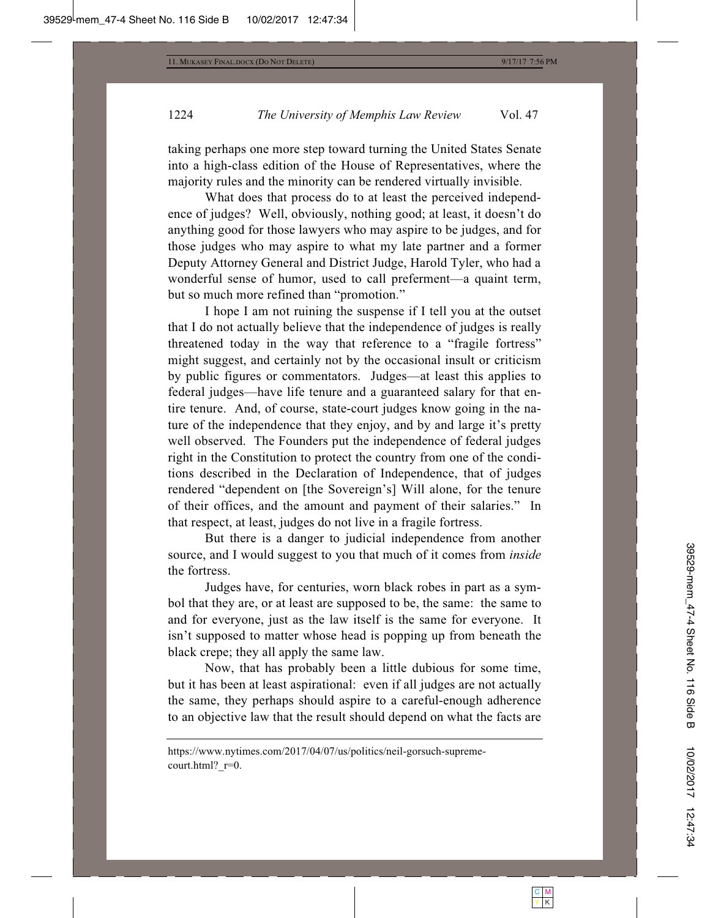taking perhaps one more step toward turning the United States Senate into a high-class edition of the House of Representatives, where the majority rules and the minority can be rendered virtually invisible.

What does that process do to at least the perceived independence of judges? Well, obviously, nothing good; at least, it doesn't do anything good for those lawyers who may aspire to be judges, and for those judges who may aspire to what my late partner and a former Deputy Attorney General and District Judge, Harold Tyler, who had a wonderful sense of humor, used to call preferment—a quaint term, but so much more refined than "promotion."

I hope I am not ruining the suspense if I tell you at the outset that I do not actually believe that the independence of judges is really threatened today in the way that reference to a "fragile fortress" might suggest, and certainly not by the occasional insult or criticism by public figures or commentators. Judges—at least this applies to federal judges—have life tenure and a guaranteed salary for that entire tenure. And, of course, state-court judges know going in the nature of the independence that they enjoy, and by and large it's pretty well observed. The Founders put the independence of federal judges right in the Constitution to protect the country from one of the conditions described in the Declaration of Independence, that of judges rendered "dependent on [the Sovereign's] Will alone, for the tenure of their offices, and the amount and payment of their salaries." In that respect, at least, judges do not live in a fragile fortress.

But there is a danger to judicial independence from another source, and I would suggest to you that much of it comes from *inside* the fortress.

Judges have, for centuries, worn black robes in part as a symbol that they are, or at least are supposed to be, the same: the same to and for everyone, just as the law itself is the same for everyone. It isn't supposed to matter whose head is popping up from beneath the black crepe; they all apply the same law.

Now, that has probably been a little dubious for some time, but it has been at least aspirational: even if all judges are not actually the same, they perhaps should aspire to a careful-enough adherence to an objective law that the result should depend on what the facts are

---

https://www.nytimes.com/2017/04/07/us/politics/neil-gorsuch-supreme-court.html?_r=0.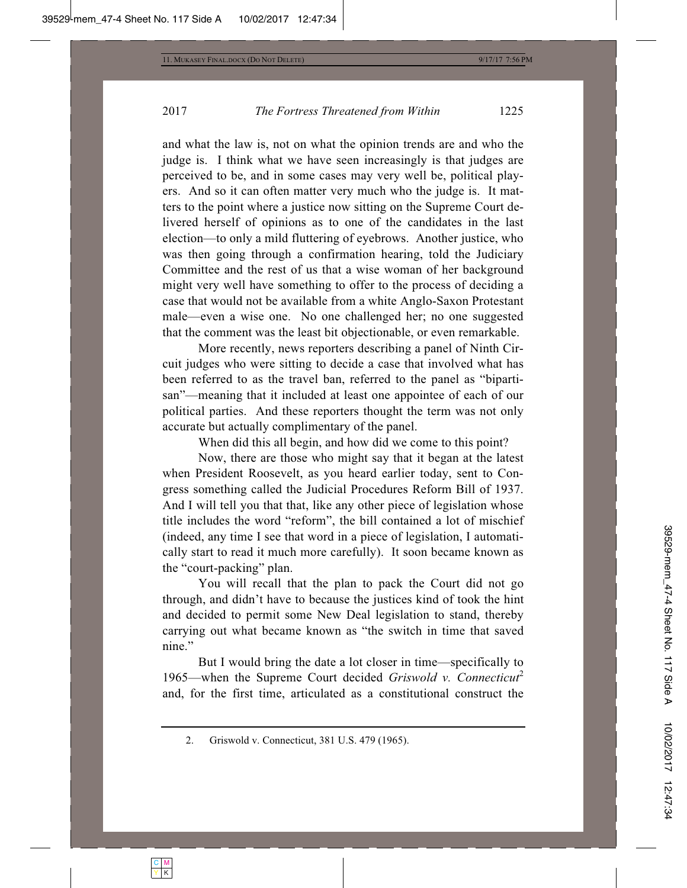and what the law is, not on what the opinion trends are and who the judge is. I think what we have seen increasingly is that judges are perceived to be, and in some cases may very well be, political players. And so it can often matter very much who the judge is. It matters to the point where a justice now sitting on the Supreme Court delivered herself of opinions as to one of the candidates in the last election—to only a mild fluttering of eyebrows. Another justice, who was then going through a confirmation hearing, told the Judiciary Committee and the rest of us that a wise woman of her background might very well have something to offer to the process of deciding a case that would not be available from a white Anglo-Saxon Protestant male—even a wise one. No one challenged her; no one suggested that the comment was the least bit objectionable, or even remarkable.

More recently, news reporters describing a panel of Ninth Circuit judges who were sitting to decide a case that involved what has been referred to as the travel ban, referred to the panel as "bipartisan"—meaning that it included at least one appointee of each of our political parties. And these reporters thought the term was not only accurate but actually complimentary of the panel.

When did this all begin, and how did we come to this point?

Now, there are those who might say that it began at the latest when President Roosevelt, as you heard earlier today, sent to Congress something called the Judicial Procedures Reform Bill of 1937. And I will tell you that that, like any other piece of legislation whose title includes the word "reform", the bill contained a lot of mischief (indeed, any time I see that word in a piece of legislation, I automatically start to read it much more carefully). It soon became known as the "court-packing" plan.

You will recall that the plan to pack the Court did not go through, and didn't have to because the justices kind of took the hint and decided to permit some New Deal legislation to stand, thereby carrying out what became known as "the switch in time that saved nine."

But I would bring the date a lot closer in time—specifically to 1965—when the Supreme Court decided *Griswold v. Connecticut*[2] and, for the first time, articulated as a constitutional construct the

2. Griswold v. Connecticut, 381 U.S. 479 (1965).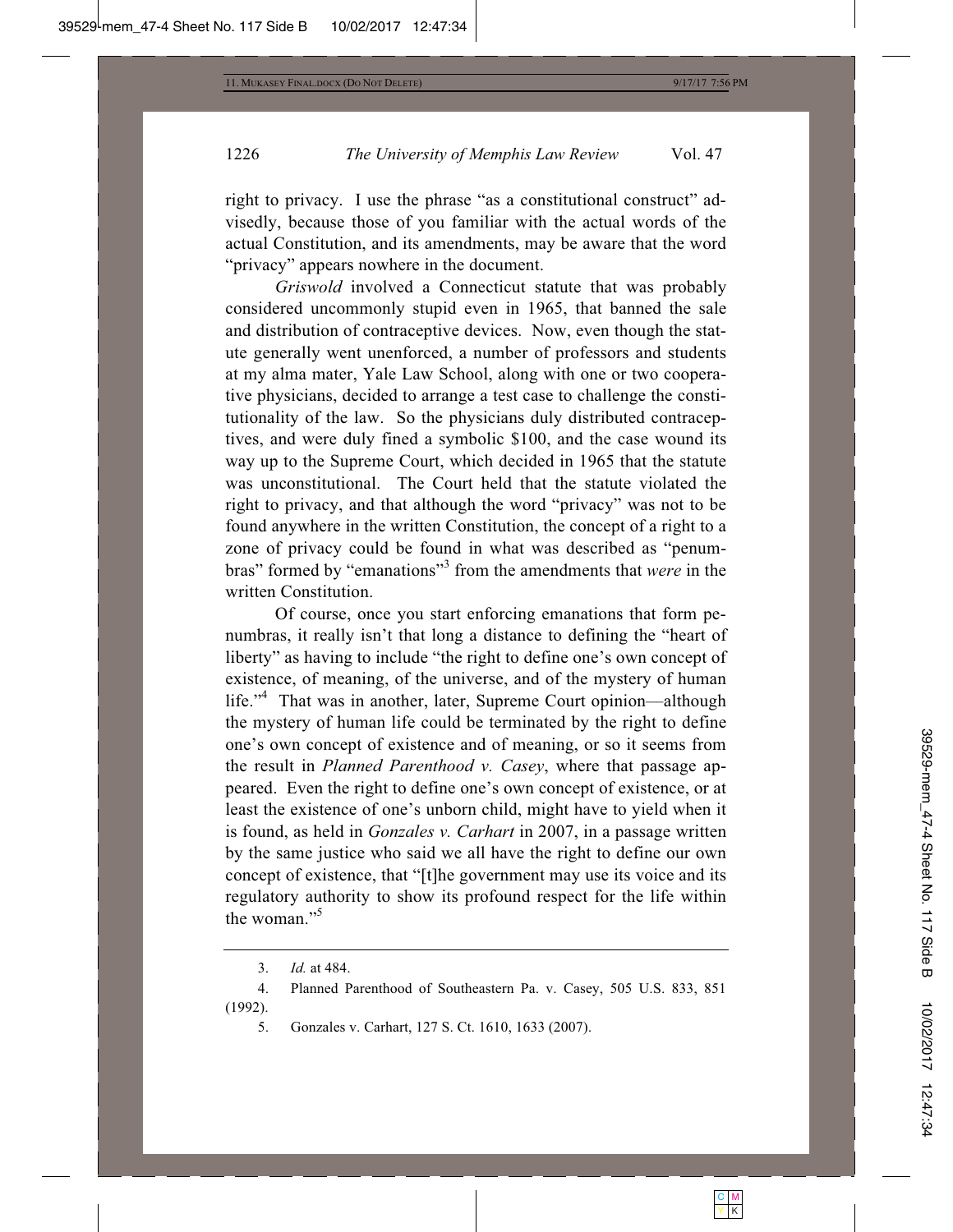right to privacy. I use the phrase "as a constitutional construct" advisedly, because those of you familiar with the actual words of the actual Constitution, and its amendments, may be aware that the word "privacy" appears nowhere in the document.

*Griswold* involved a Connecticut statute that was probably considered uncommonly stupid even in 1965, that banned the sale and distribution of contraceptive devices. Now, even though the statute generally went unenforced, a number of professors and students at my alma mater, Yale Law School, along with one or two cooperative physicians, decided to arrange a test case to challenge the constitutionality of the law. So the physicians duly distributed contraceptives, and were duly fined a symbolic $100, and the case wound its way up to the Supreme Court, which decided in 1965 that the statute was unconstitutional. The Court held that the statute violated the right to privacy, and that although the word "privacy" was not to be found anywhere in the written Constitution, the concept of a right to a zone of privacy could be found in what was described as "penumbras" formed by "emanations"[3] from the amendments that *were* in the written Constitution.

Of course, once you start enforcing emanations that form penumbras, it really isn't that long a distance to defining the "heart of liberty" as having to include "the right to define one's own concept of existence, of meaning, of the universe, and of the mystery of human life."[4] That was in another, later, Supreme Court opinion—although the mystery of human life could be terminated by the right to define one's own concept of existence and of meaning, or so it seems from the result in *Planned Parenthood v. Casey*, where that passage appeared. Even the right to define one's own concept of existence, or at least the existence of one's unborn child, might have to yield when it is found, as held in *Gonzales v. Carhart* in 2007, in a passage written by the same justice who said we all have the right to define our own concept of existence, that "[t]he government may use its voice and its regulatory authority to show its profound respect for the life within the woman."[5]

---

3. *Id.* at 484.

4. Planned Parenthood of Southeastern Pa. v. Casey, 505 U.S. 833, 851 (1992).

5. Gonzales v. Carhart, 127 S. Ct. 1610, 1633 (2007).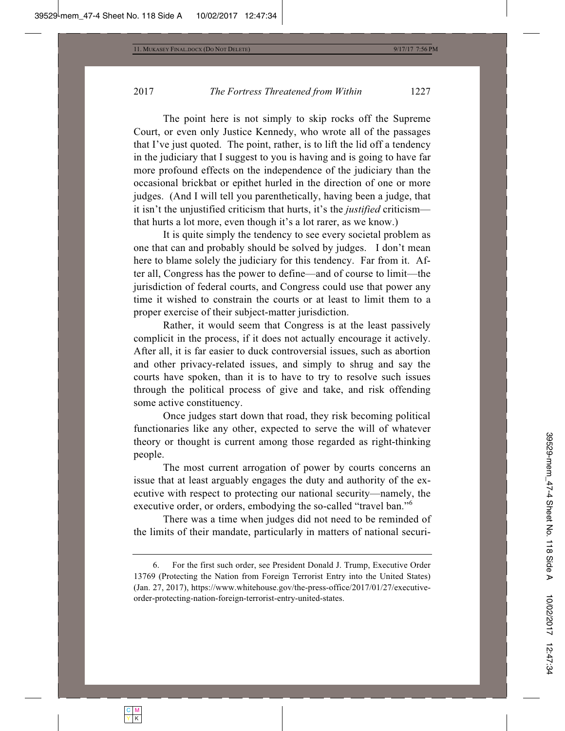The point here is not simply to skip rocks off the Supreme Court, or even only Justice Kennedy, who wrote all of the passages that I've just quoted. The point, rather, is to lift the lid off a tendency in the judiciary that I suggest to you is having and is going to have far more profound effects on the independence of the judiciary than the occasional brickbat or epithet hurled in the direction of one or more judges. (And I will tell you parenthetically, having been a judge, that it isn't the unjustified criticism that hurts, it's the *justified* criticism—that hurts a lot more, even though it's a lot rarer, as we know.)

It is quite simply the tendency to see every societal problem as one that can and probably should be solved by judges. I don't mean here to blame solely the judiciary for this tendency. Far from it. After all, Congress has the power to define—and of course to limit—the jurisdiction of federal courts, and Congress could use that power any time it wished to constrain the courts or at least to limit them to a proper exercise of their subject-matter jurisdiction.

Rather, it would seem that Congress is at the least passively complicit in the process, if it does not actually encourage it actively. After all, it is far easier to duck controversial issues, such as abortion and other privacy-related issues, and simply to shrug and say the courts have spoken, than it is to have to try to resolve such issues through the political process of give and take, and risk offending some active constituency.

Once judges start down that road, they risk becoming political functionaries like any other, expected to serve the will of whatever theory or thought is current among those regarded as right-thinking people.

The most current arrogation of power by courts concerns an issue that at least arguably engages the duty and authority of the executive with respect to protecting our national security—namely, the executive order, or orders, embodying the so-called "travel ban."[6]

There was a time when judges did not need to be reminded of the limits of their mandate, particularly in matters of national securi-

---

6. For the first such order, see President Donald J. Trump, Executive Order 13769 (Protecting the Nation from Foreign Terrorist Entry into the United States) (Jan. 27, 2017), https://www.whitehouse.gov/the-press-office/2017/01/27/executive-order-protecting-nation-foreign-terrorist-entry-united-states.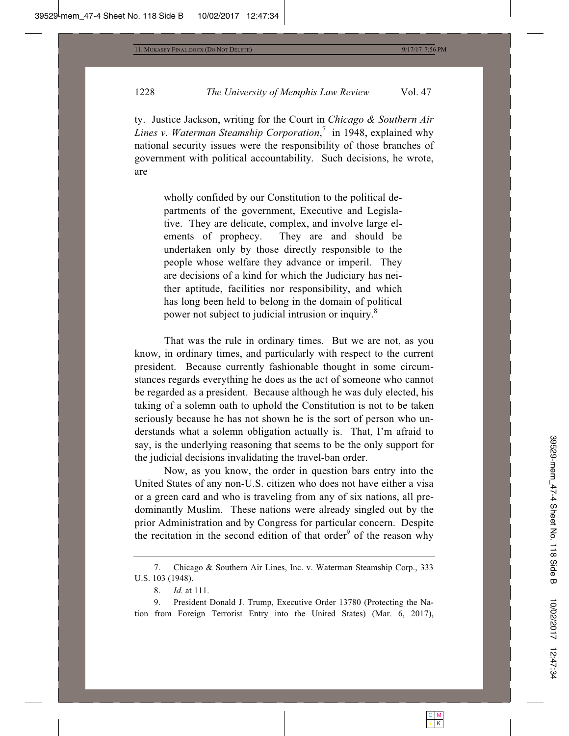ty. Justice Jackson, writing for the Court in *Chicago & Southern Air Lines v. Waterman Steamship Corporation*,[7] in 1948, explained why national security issues were the responsibility of those branches of government with political accountability. Such decisions, he wrote, are

> wholly confided by our Constitution to the political departments of the government, Executive and Legislative. They are delicate, complex, and involve large elements of prophecy. They are and should be undertaken only by those directly responsible to the people whose welfare they advance or imperil. They are decisions of a kind for which the Judiciary has neither aptitude, facilities nor responsibility, and which has long been held to belong in the domain of political power not subject to judicial intrusion or inquiry.[8]

That was the rule in ordinary times. But we are not, as you know, in ordinary times, and particularly with respect to the current president. Because currently fashionable thought in some circumstances regards everything he does as the act of someone who cannot be regarded as a president. Because although he was duly elected, his taking of a solemn oath to uphold the Constitution is not to be taken seriously because he has not shown he is the sort of person who understands what a solemn obligation actually is. That, I'm afraid to say, is the underlying reasoning that seems to be the only support for the judicial decisions invalidating the travel-ban order.

Now, as you know, the order in question bars entry into the United States of any non-U.S. citizen who does not have either a visa or a green card and who is traveling from any of six nations, all predominantly Muslim. These nations were already singled out by the prior Administration and by Congress for particular concern. Despite the recitation in the second edition of that order[9] of the reason why

---

7. Chicago & Southern Air Lines, Inc. v. Waterman Steamship Corp., 333 U.S. 103 (1948).

8. *Id.* at 111.

9. President Donald J. Trump, Executive Order 13780 (Protecting the Nation from Foreign Terrorist Entry into the United States) (Mar. 6, 2017),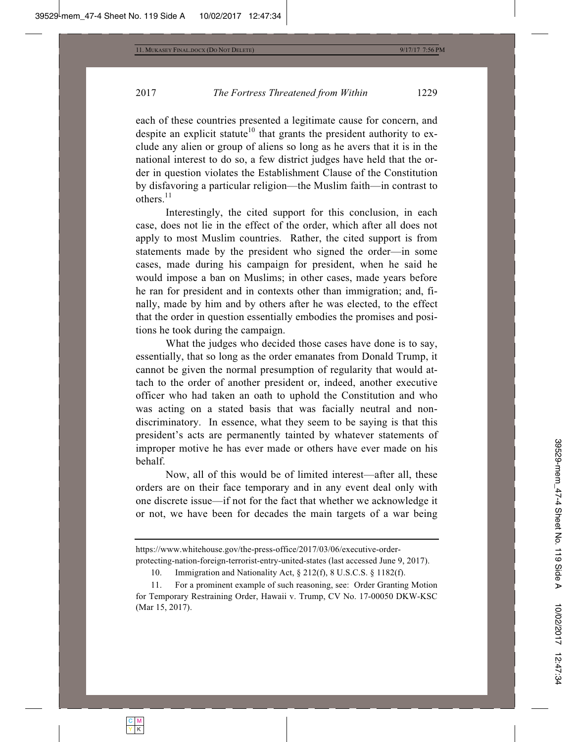each of these countries presented a legitimate cause for concern, and despite an explicit statute[10] that grants the president authority to exclude any alien or group of aliens so long as he avers that it is in the national interest to do so, a few district judges have held that the order in question violates the Establishment Clause of the Constitution by disfavoring a particular religion—the Muslim faith—in contrast to others.[11]

Interestingly, the cited support for this conclusion, in each case, does not lie in the effect of the order, which after all does not apply to most Muslim countries. Rather, the cited support is from statements made by the president who signed the order—in some cases, made during his campaign for president, when he said he would impose a ban on Muslims; in other cases, made years before he ran for president and in contexts other than immigration; and, finally, made by him and by others after he was elected, to the effect that the order in question essentially embodies the promises and positions he took during the campaign.

What the judges who decided those cases have done is to say, essentially, that so long as the order emanates from Donald Trump, it cannot be given the normal presumption of regularity that would attach to the order of another president or, indeed, another executive officer who had taken an oath to uphold the Constitution and who was acting on a stated basis that was facially neutral and nondiscriminatory. In essence, what they seem to be saying is that this president's acts are permanently tainted by whatever statements of improper motive he has ever made or others have ever made on his behalf.

Now, all of this would be of limited interest—after all, these orders are on their face temporary and in any event deal only with one discrete issue—if not for the fact that whether we acknowledge it or not, we have been for decades the main targets of a war being

---

https://www.whitehouse.gov/the-press-office/2017/03/06/executive-order-protecting-nation-foreign-terrorist-entry-united-states (last accessed June 9, 2017).

10. Immigration and Nationality Act, § 212(f), 8 U.S.C.S. § 1182(f).

11. For a prominent example of such reasoning, see: Order Granting Motion for Temporary Restraining Order, Hawaii v. Trump, CV No. 17-00050 DKW-KSC (Mar 15, 2017).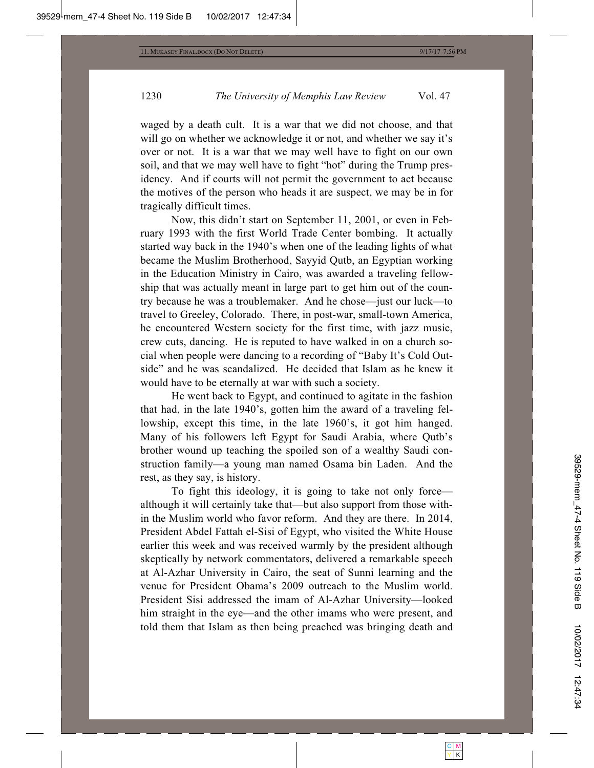waged by a death cult. It is a war that we did not choose, and that will go on whether we acknowledge it or not, and whether we say it's over or not. It is a war that we may well have to fight on our own soil, and that we may well have to fight "hot" during the Trump presidency. And if courts will not permit the government to act because the motives of the person who heads it are suspect, we may be in for tragically difficult times.

Now, this didn't start on September 11, 2001, or even in February 1993 with the first World Trade Center bombing. It actually started way back in the 1940's when one of the leading lights of what became the Muslim Brotherhood, Sayyid Qutb, an Egyptian working in the Education Ministry in Cairo, was awarded a traveling fellowship that was actually meant in large part to get him out of the country because he was a troublemaker. And he chose—just our luck—to travel to Greeley, Colorado. There, in post-war, small-town America, he encountered Western society for the first time, with jazz music, crew cuts, dancing. He is reputed to have walked in on a church social when people were dancing to a recording of "Baby It's Cold Outside" and he was scandalized. He decided that Islam as he knew it would have to be eternally at war with such a society.

He went back to Egypt, and continued to agitate in the fashion that had, in the late 1940's, gotten him the award of a traveling fellowship, except this time, in the late 1960's, it got him hanged. Many of his followers left Egypt for Saudi Arabia, where Qutb's brother wound up teaching the spoiled son of a wealthy Saudi construction family—a young man named Osama bin Laden. And the rest, as they say, is history.

To fight this ideology, it is going to take not only force—although it will certainly take that—but also support from those within the Muslim world who favor reform. And they are there. In 2014, President Abdel Fattah el-Sisi of Egypt, who visited the White House earlier this week and was received warmly by the president although skeptically by network commentators, delivered a remarkable speech at Al-Azhar University in Cairo, the seat of Sunni learning and the venue for President Obama's 2009 outreach to the Muslim world. President Sisi addressed the imam of Al-Azhar University—looked him straight in the eye—and the other imams who were present, and told them that Islam as then being preached was bringing death and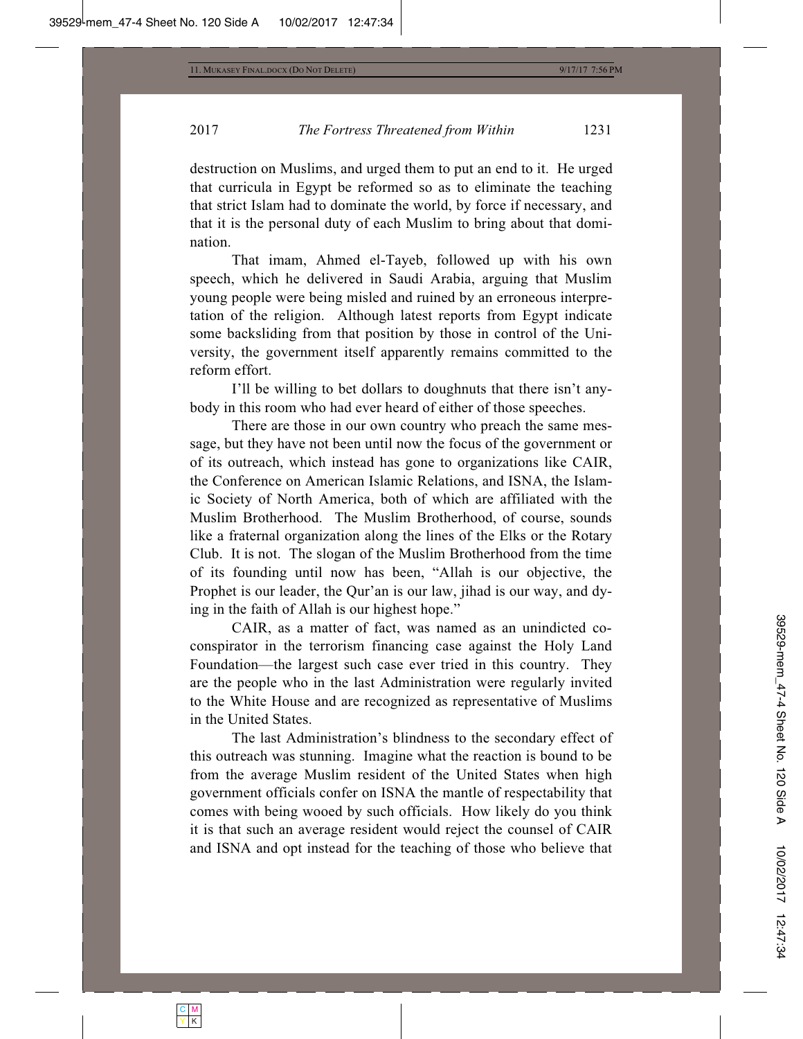destruction on Muslims, and urged them to put an end to it. He urged that curricula in Egypt be reformed so as to eliminate the teaching that strict Islam had to dominate the world, by force if necessary, and that it is the personal duty of each Muslim to bring about that domination.

That imam, Ahmed el-Tayeb, followed up with his own speech, which he delivered in Saudi Arabia, arguing that Muslim young people were being misled and ruined by an erroneous interpretation of the religion. Although latest reports from Egypt indicate some backsliding from that position by those in control of the University, the government itself apparently remains committed to the reform effort.

I'll be willing to bet dollars to doughnuts that there isn't anybody in this room who had ever heard of either of those speeches.

There are those in our own country who preach the same message, but they have not been until now the focus of the government or of its outreach, which instead has gone to organizations like CAIR, the Conference on American Islamic Relations, and ISNA, the Islamic Society of North America, both of which are affiliated with the Muslim Brotherhood. The Muslim Brotherhood, of course, sounds like a fraternal organization along the lines of the Elks or the Rotary Club. It is not. The slogan of the Muslim Brotherhood from the time of its founding until now has been, "Allah is our objective, the Prophet is our leader, the Qur'an is our law, jihad is our way, and dying in the faith of Allah is our highest hope."

CAIR, as a matter of fact, was named as an unindicted co-conspirator in the terrorism financing case against the Holy Land Foundation—the largest such case ever tried in this country. They are the people who in the last Administration were regularly invited to the White House and are recognized as representative of Muslims in the United States.

The last Administration's blindness to the secondary effect of this outreach was stunning. Imagine what the reaction is bound to be from the average Muslim resident of the United States when high government officials confer on ISNA the mantle of respectability that comes with being wooed by such officials. How likely do you think it is that such an average resident would reject the counsel of CAIR and ISNA and opt instead for the teaching of those who believe that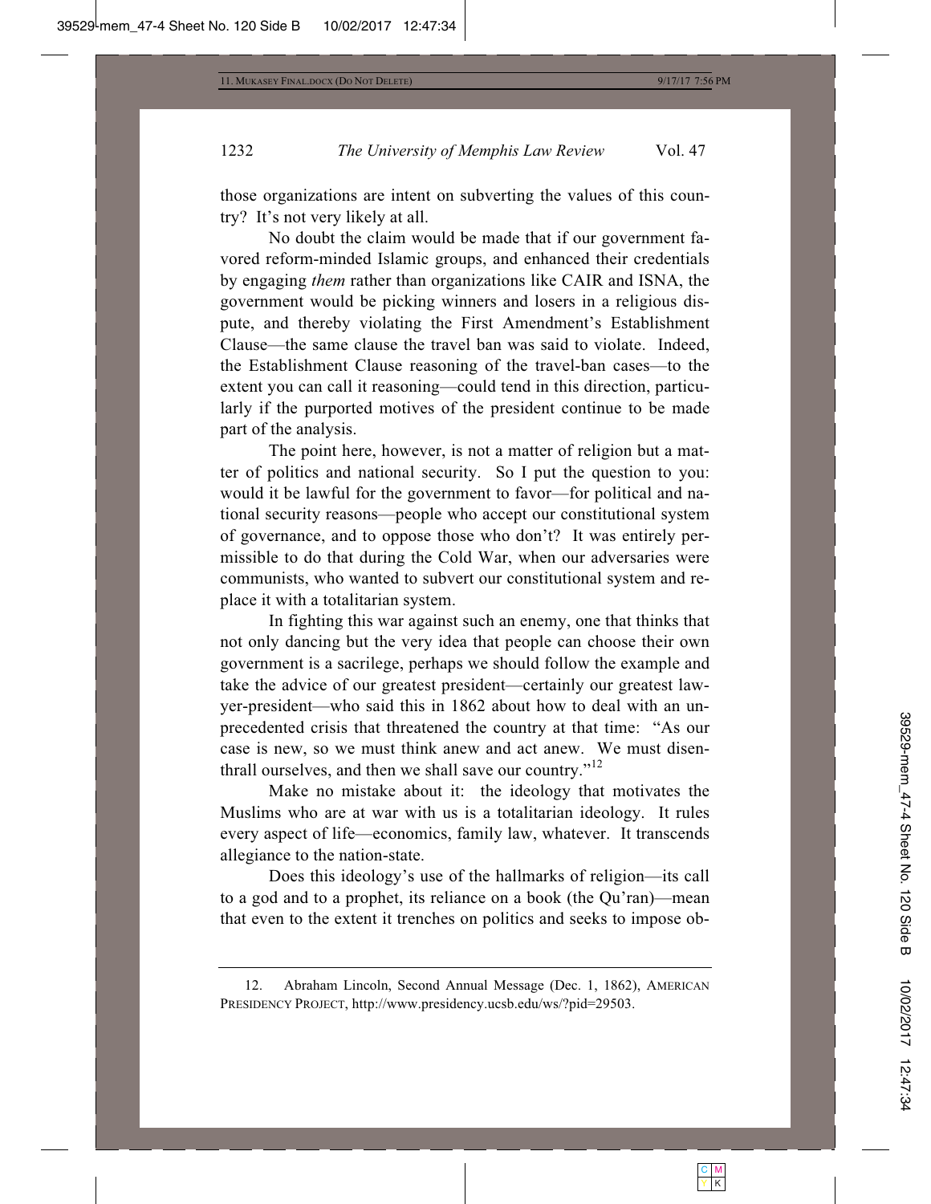those organizations are intent on subverting the values of this country? It's not very likely at all.

No doubt the claim would be made that if our government favored reform-minded Islamic groups, and enhanced their credentials by engaging *them* rather than organizations like CAIR and ISNA, the government would be picking winners and losers in a religious dispute, and thereby violating the First Amendment's Establishment Clause—the same clause the travel ban was said to violate. Indeed, the Establishment Clause reasoning of the travel-ban cases—to the extent you can call it reasoning—could tend in this direction, particularly if the purported motives of the president continue to be made part of the analysis.

The point here, however, is not a matter of religion but a matter of politics and national security. So I put the question to you: would it be lawful for the government to favor—for political and national security reasons—people who accept our constitutional system of governance, and to oppose those who don't? It was entirely permissible to do that during the Cold War, when our adversaries were communists, who wanted to subvert our constitutional system and replace it with a totalitarian system.

In fighting this war against such an enemy, one that thinks that not only dancing but the very idea that people can choose their own government is a sacrilege, perhaps we should follow the example and take the advice of our greatest president—certainly our greatest lawyer-president—who said this in 1862 about how to deal with an unprecedented crisis that threatened the country at that time: "As our case is new, so we must think anew and act anew. We must disenthrall ourselves, and then we shall save our country."[12]

Make no mistake about it: the ideology that motivates the Muslims who are at war with us is a totalitarian ideology. It rules every aspect of life—economics, family law, whatever. It transcends allegiance to the nation-state.

Does this ideology's use of the hallmarks of religion—its call to a god and to a prophet, its reliance on a book (the Qu'ran)—mean that even to the extent it trenches on politics and seeks to impose ob-

---

12. Abraham Lincoln, Second Annual Message (Dec. 1, 1862), AMERICAN PRESIDENCY PROJECT, http://www.presidency.ucsb.edu/ws/?pid=29503.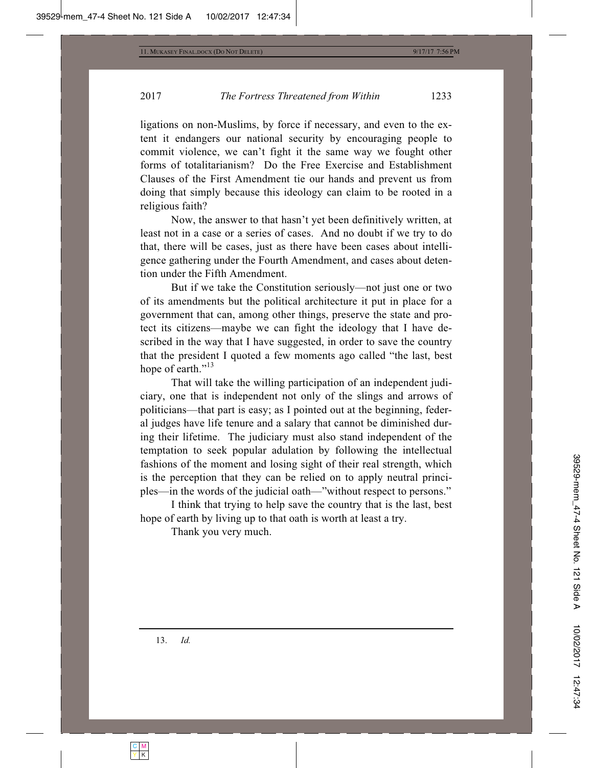ligations on non-Muslims, by force if necessary, and even to the extent it endangers our national security by encouraging people to commit violence, we can't fight it the same way we fought other forms of totalitarianism? Do the Free Exercise and Establishment Clauses of the First Amendment tie our hands and prevent us from doing that simply because this ideology can claim to be rooted in a religious faith?

Now, the answer to that hasn't yet been definitively written, at least not in a case or a series of cases. And no doubt if we try to do that, there will be cases, just as there have been cases about intelligence gathering under the Fourth Amendment, and cases about detention under the Fifth Amendment.

But if we take the Constitution seriously—not just one or two of its amendments but the political architecture it put in place for a government that can, among other things, preserve the state and protect its citizens—maybe we can fight the ideology that I have described in the way that I have suggested, in order to save the country that the president I quoted a few moments ago called "the last, best hope of earth."[13]

That will take the willing participation of an independent judiciary, one that is independent not only of the slings and arrows of politicians—that part is easy; as I pointed out at the beginning, federal judges have life tenure and a salary that cannot be diminished during their lifetime. The judiciary must also stand independent of the temptation to seek popular adulation by following the intellectual fashions of the moment and losing sight of their real strength, which is the perception that they can be relied on to apply neutral principles—in the words of the judicial oath—"without respect to persons."

I think that trying to help save the country that is the last, best hope of earth by living up to that oath is worth at least a try.

Thank you very much.

---

13. *Id.*